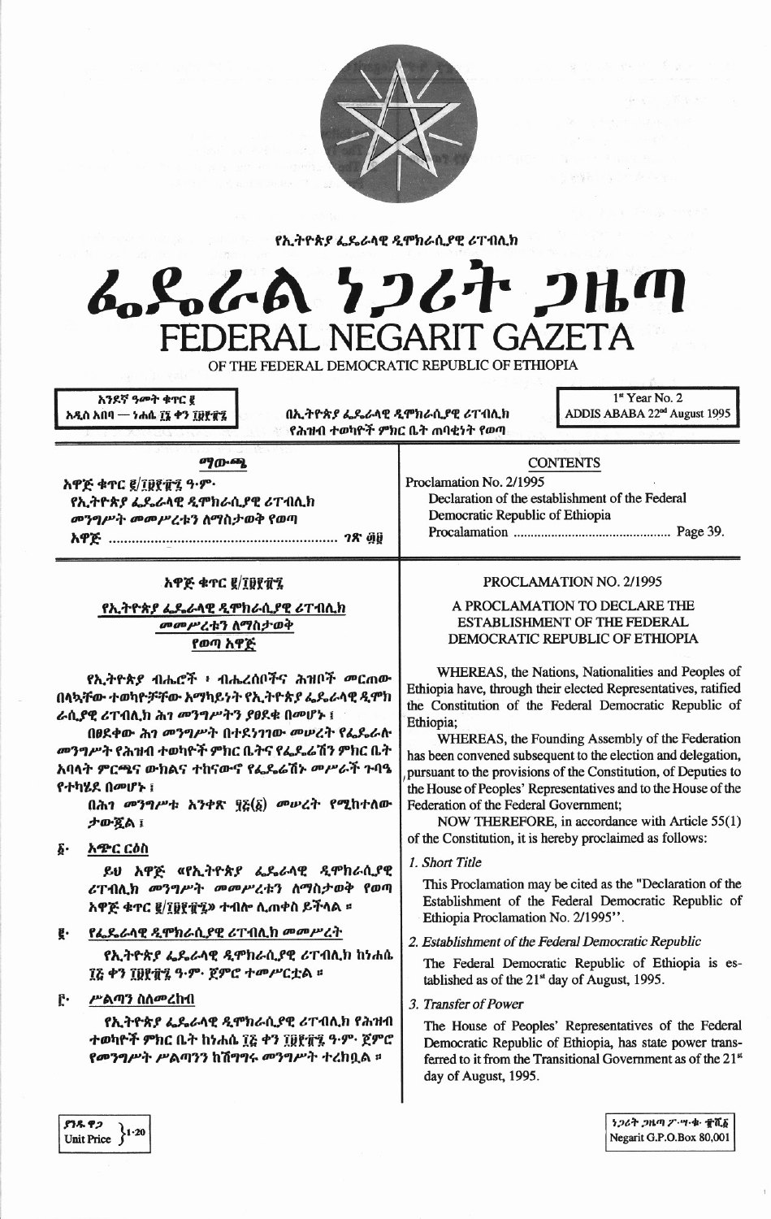የኢትዮጵያ ፌዴራላዊ ዲሞክራሲያዊ ሪፐብሊክ

# ፌዴራል ነጋሪት ጋዜጣ
# FEDERAL NEGARIT GAZETA
OF THE FEDERAL DEMOCRATIC REPUBLIC OF ETHIOPIA

አንደኛ ዓመት ቁጥር ፪
አዲስ አበባ — ነሐሴ ፲፮ ቀን ፲፱፻፹፯

በኢትዮጵያ ፌዴራላዊ ዲሞክራሲያዊ ሪፐብሊክ
የሕዝብ ተወካዮች ምክር ቤት ጠባቂነት የወጣ

1[st] Year No. 2
ADDIS ABABA 22[nd] August 1995

## ማውጫ

አዋጅ ቁጥር ፪/፲፱፻፹፯ ዓ.ም.
የኢትዮጵያ ፌዴራላዊ ዲሞክራሲያዊ ሪፐብሊክ መንግሥት መመሥረቱን ለማስታወቅ የወጣ አዋጅ ........ ገጽ ፴፱

## CONTENTS

Proclamation No. 2/1995
Declaration of the establishment of the Federal Democratic Republic of Ethiopia Procalamation ........ Page 39.

## አዋጅ ቁጥር ፪/፲፱፻፹፯

### የኢትዮጵያ ፌዴራላዊ ዲሞክራሲያዊ ሪፐብሊክ መመሥረቱን ለማስታወቅ የወጣ አዋጅ

የኢትዮጵያ ብሔሮች ፣ ብሔረሰቦችና ሕዝቦች መርጠው በላኳቸው ተወካዮቻቸው አማካይነት የኢትዮጵያ ፌዴራላዊ ዲሞክራሲያዊ ሪፐብሊክ ሕገ መንግሥትን ያፀደቁ በመሆኑ ፤

በፀደቀው ሕገ መንግሥት በተደነገገው መሠረት የፌዴራሉ መንግሥት የሕዝብ ተወካዮች ምክር ቤትና የፌዴሬሽን ምክር ቤት አባላት ምርጫና ውክልና ተከናውኖ የፌዴሬሽኑ መሥራች ጉባዔ የተካሄደ በመሆኑ ፤

በሕገ መንግሥቱ አንቀጽ ፶፭(፩) መሠረት የሚከተለው ታውጇል ፤

**፩· አጭር ርዕስ**

ይህ አዋጅ «የኢትዮጵያ ፌዴራላዊ ዲሞክራሲያዊ ሪፐብሊክ መንግሥት መመሥረቱን ለማስታወቅ የወጣ አዋጅ ቁጥር ፪/፲፱፻፹፯» ተብሎ ሊጠቀስ ይችላል ።

**፪· የፌዴራላዊ ዲሞክራሲያዊ ሪፐብሊክ መመሥረት**

የኢትዮጵያ ፌዴራላዊ ዲሞክራሲያዊ ሪፐብሊክ ከነሐሴ ፲፭ ቀን ፲፱፻፹፯ ዓ·ም· ጀምሮ ተመሥርቷል ።

**፫· ሥልጣን ስለመረከብ**

የኢትዮጵያ ፌዴራላዊ ዲሞክራሲያዊ ሪፐብሊክ የሕዝብ ተወካዮች ምክር ቤት ከነሐሴ ፲፭ ቀን ፲፱፻፹፯ ዓ·ም· ጀምሮ የመንግሥት ሥልጣንን ከሽግግሩ መንግሥት ተረክቧል ።

## PROCLAMATION NO. 2/1995

### A PROCLAMATION TO DECLARE THE ESTABLISHMENT OF THE FEDERAL DEMOCRATIC REPUBLIC OF ETHIOPIA

WHEREAS, the Nations, Nationalities and Peoples of Ethiopia have, through their elected Representatives, ratified the Constitution of the Federal Democratic Republic of Ethiopia;

WHEREAS, the Founding Assembly of the Federation has been convened subsequent to the election and delegation, pursuant to the provisions of the Constitution, of Deputies to the House of Peoples' Representatives and to the House of the Federation of the Federal Government;

NOW THEREFORE, in accordance with Article 55(1) of the Constitution, it is hereby proclaimed as follows:

*1. Short Title*

This Proclamation may be cited as the "Declaration of the Establishment of the Federal Democratic Republic of Ethiopia Proclamation No. 2/1995".

*2. Establishment of the Federal Democratic Republic*

The Federal Democratic Republic of Ethiopia is established as of the 21[st] day of August, 1995.

*3. Transfer of Power*

The House of Peoples' Representatives of the Federal Democratic Republic of Ethiopia, has state power transferred to it from the Transitional Government as of the 21[st] day of August, 1995.

ያንዱ ዋጋ
Unit Price 1.20

ነጋሪት ጋዜጣ ፖ·ሣ·ቁ· ፹ሺ፩
Negarit G.P.O.Box 80,001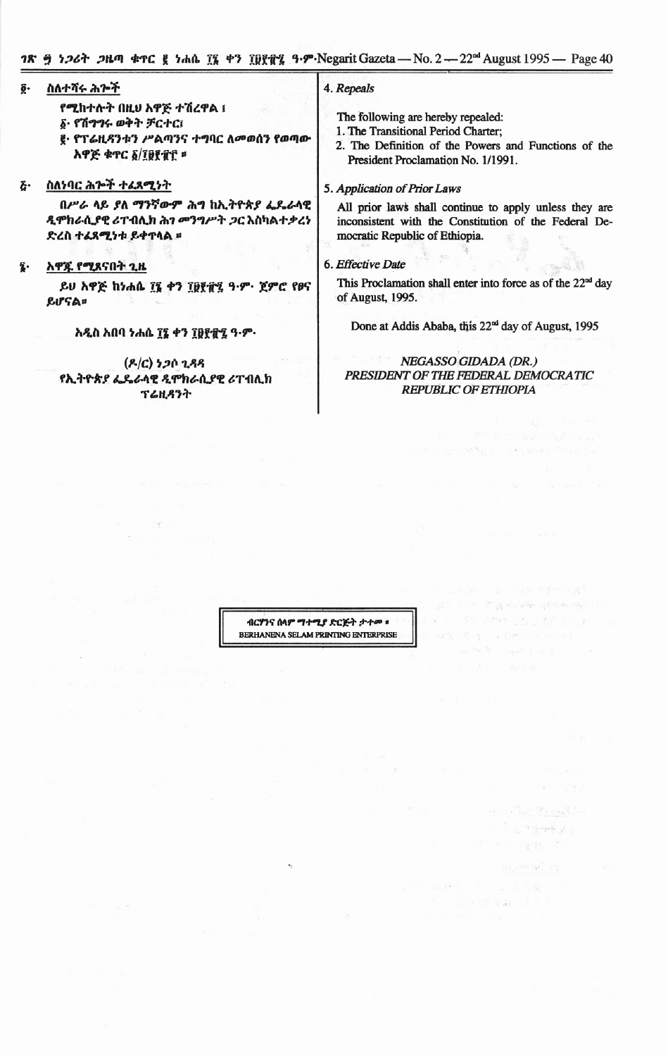## ፬· ስለተሻሩ ሕጎች

የሚከተሉት በዚህ አዋጅ ተሽረዋል ፤

፩· የሽግግሩ ወቅት ቻርተር፤

፪· የፕሬዚዳንቱን ሥልጣንና ተግባር ለመወሰን የወጣው አዋጅ ቁጥር ፩/፲፱፻፹፫ ፡፡

## ፭· ስለነባር ሕጎች ተፈጻሚነት

በሥራ ላይ ያለ ማንኛውም ሕግ ከኢትዮጵያ ፌዴራላዊ ዲሞክራሲያዊ ሪፐብሊክ ሕገ መንግሥት ጋር እስካልተቃረነ ድረስ ተፈጻሚነቱ ይቀጥላል ፡፡

## ፮· አዋጁ የሚጸናበት ጊዜ

ይህ አዋጅ ከነሐሴ ፲፯ ቀን ፲፱፻፹፯ ዓ·ም· ጀምሮ የፀና ይሆናል፡፡

አዲስ አበባ ነሐሴ ፲፯ ቀን ፲፱፻፹፯ ዓ·ም·

(ዶ/ር) ነጋሶ ጊዳዳ
የኢትዮጵያ ፌዴራላዊ ዲሞክራሲያዊ ሪፐብሊክ ፕሬዚዳንት

## 4. *Repeals*

The following are hereby repealed:

1. The Transitional Period Charter;
2. The Definition of the Powers and Functions of the President Proclamation No. 1/1991.

## 5. *Application of Prior Laws*

All prior laws shall continue to apply unless they are inconsistent with the Constitution of the Federal Democratic Republic of Ethiopia.

## 6. *Effective Date*

This Proclamation shall enter into force as of the 22nd day of August, 1995.

Done at Addis Ababa, this 22nd day of August, 1995

*NEGASSO GIDADA (DR.)*
*PRESIDENT OF THE FEDERAL DEMOCRATIC REPUBLIC OF ETHIOPIA*

ብርሃንና ሰላም ማተሚያ ድርጅት ታተመ ፡፡
BERHANENA SELAM PRINTING ENTERPRISE